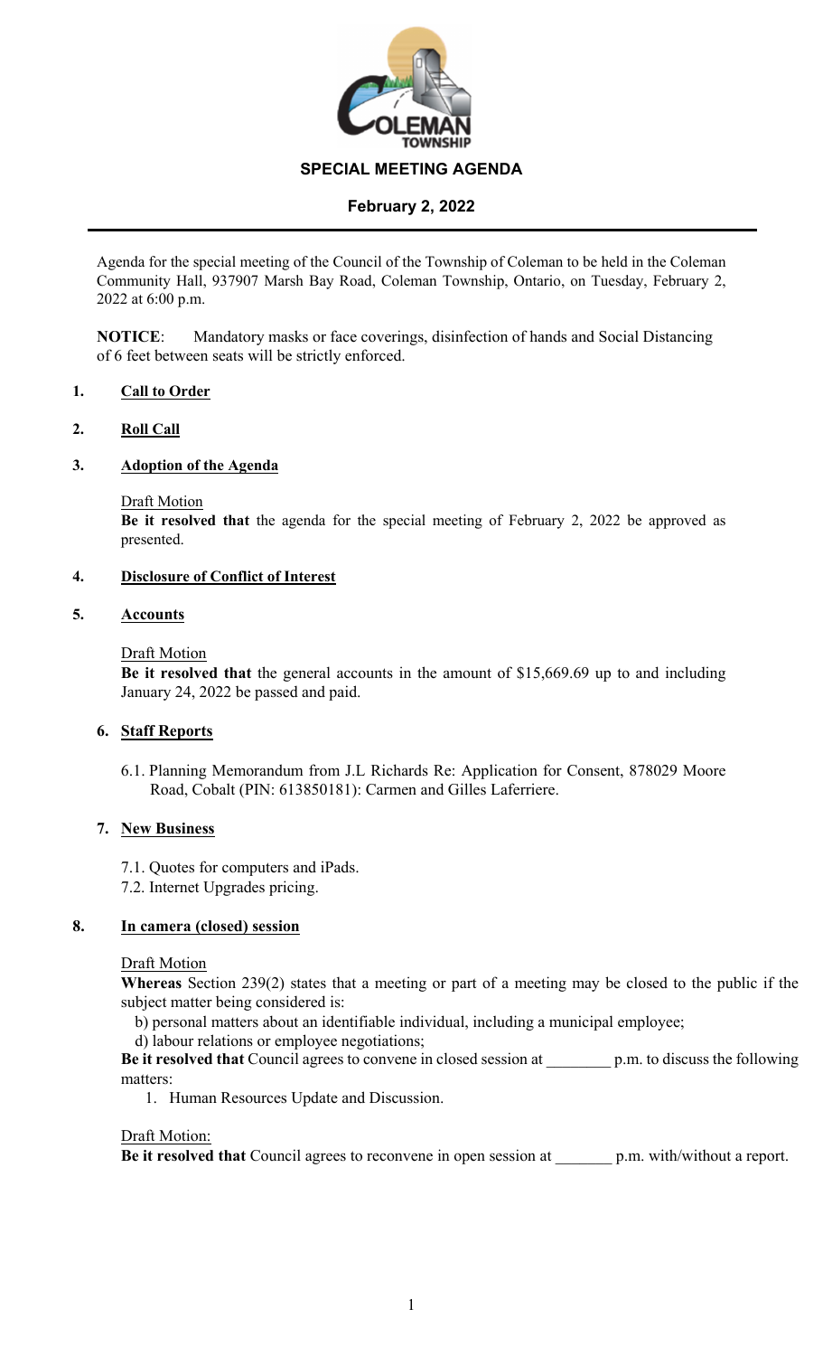# SPECIAL MEETING AGENDA

## February 2, 2022

Agenda for the special meeting of the Council of the Township of Coleman to be held in the Coleman Community Hall, 937907 Marsh Bay Road, Coleman Township, Ontario, on Tuesday, February 2, 2022 at 6:00 p.m.

**NOTICE**: Mandatory masks or face coverings, disinfection of hands and Social Distancing of 6 feet between seats will be strictly enforced.

### 1. Call to Order

### 2. Roll Call

### 3. Adoption of the Agenda

Draft Motion

**Be it resolved that** the agenda for the special meeting of February 2, 2022 be approved as presented.

### 4. Disclosure of Conflict of Interest

### 5. Accounts

Draft Motion

**Be it resolved that** the general accounts in the amount of $15,669.69 up to and including January 24, 2022 be passed and paid.

### 6. Staff Reports

6.1. Planning Memorandum from J.L Richards Re: Application for Consent, 878029 Moore Road, Cobalt (PIN: 613850181): Carmen and Gilles Laferriere.

### 7. New Business

7.1. Quotes for computers and iPads.

7.2. Internet Upgrades pricing.

### 8. In camera (closed) session

Draft Motion

**Whereas** Section 239(2) states that a meeting or part of a meeting may be closed to the public if the subject matter being considered is:

b) personal matters about an identifiable individual, including a municipal employee;

d) labour relations or employee negotiations;

**Be it resolved that** Council agrees to convene in closed session at ________ p.m. to discuss the following matters:

1. Human Resources Update and Discussion.

Draft Motion:

**Be it resolved that** Council agrees to reconvene in open session at _______ p.m. with/without a report.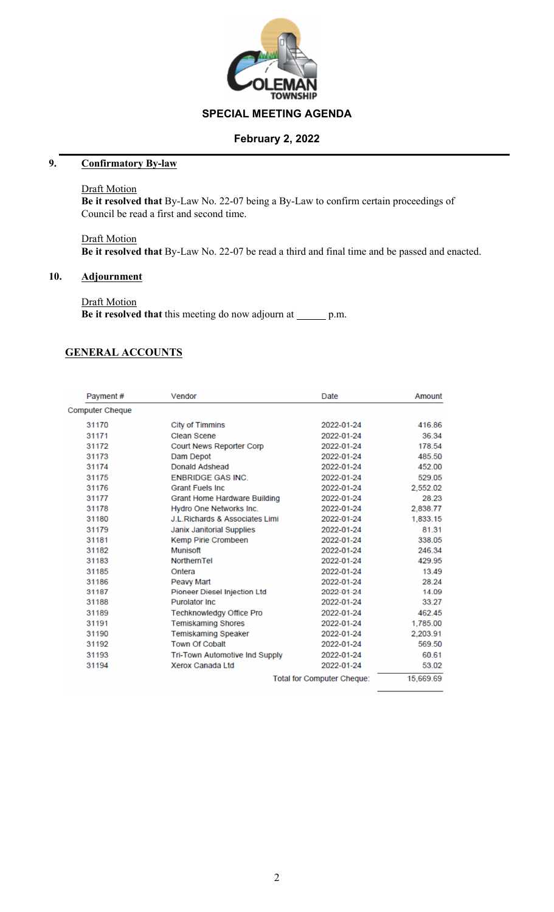COLEMAN TOWNSHIP

**SPECIAL MEETING AGENDA**

**February 2, 2022**

## 9. Confirmatory By-law

Draft Motion
**Be it resolved that** By-Law No. 22-07 being a By-Law to confirm certain proceedings of Council be read a first and second time.

Draft Motion
**Be it resolved that** By-Law No. 22-07 be read a third and final time and be passed and enacted.

## 10. Adjournment

Draft Motion
**Be it resolved that** this meeting do now adjourn at ______ p.m.

## GENERAL ACCOUNTS

| Payment # | Vendor | Date | Amount |
|---|---|---|---|
| Computer Cheque | | | |
| 31170 | City of Timmins | 2022-01-24 | 416.86 |
| 31171 | Clean Scene | 2022-01-24 | 36.34 |
| 31172 | Court News Reporter Corp | 2022-01-24 | 178.54 |
| 31173 | Dam Depot | 2022-01-24 | 485.50 |
| 31174 | Donald Adshead | 2022-01-24 | 452.00 |
| 31175 | ENBRIDGE GAS INC. | 2022-01-24 | 529.05 |
| 31176 | Grant Fuels Inc | 2022-01-24 | 2,552.02 |
| 31177 | Grant Home Hardware Building | 2022-01-24 | 28.23 |
| 31178 | Hydro One Networks Inc. | 2022-01-24 | 2,838.77 |
| 31180 | J.L.Richards & Associates Limi | 2022-01-24 | 1,833.15 |
| 31179 | Janix Janitorial Supplies | 2022-01-24 | 81.31 |
| 31181 | Kemp Pirie Crombeen | 2022-01-24 | 338.05 |
| 31182 | Munisoft | 2022-01-24 | 246.34 |
| 31183 | NorthernTel | 2022-01-24 | 429.95 |
| 31185 | Ontera | 2022-01-24 | 13.49 |
| 31186 | Peavy Mart | 2022-01-24 | 28.24 |
| 31187 | Pioneer Diesel Injection Ltd | 2022-01-24 | 14.09 |
| 31188 | Purolator Inc | 2022-01-24 | 33.27 |
| 31189 | Techknowledgy Office Pro | 2022-01-24 | 462.45 |
| 31191 | Temiskaming Shores | 2022-01-24 | 1,785.00 |
| 31190 | Temiskaming Speaker | 2022-01-24 | 2,203.91 |
| 31192 | Town Of Cobalt | 2022-01-24 | 569.50 |
| 31193 | Tri-Town Automotive Ind Supply | 2022-01-24 | 60.61 |
| 31194 | Xerox Canada Ltd | 2022-01-24 | 53.02 |
| | | Total for Computer Cheque: | 15,669.69 |